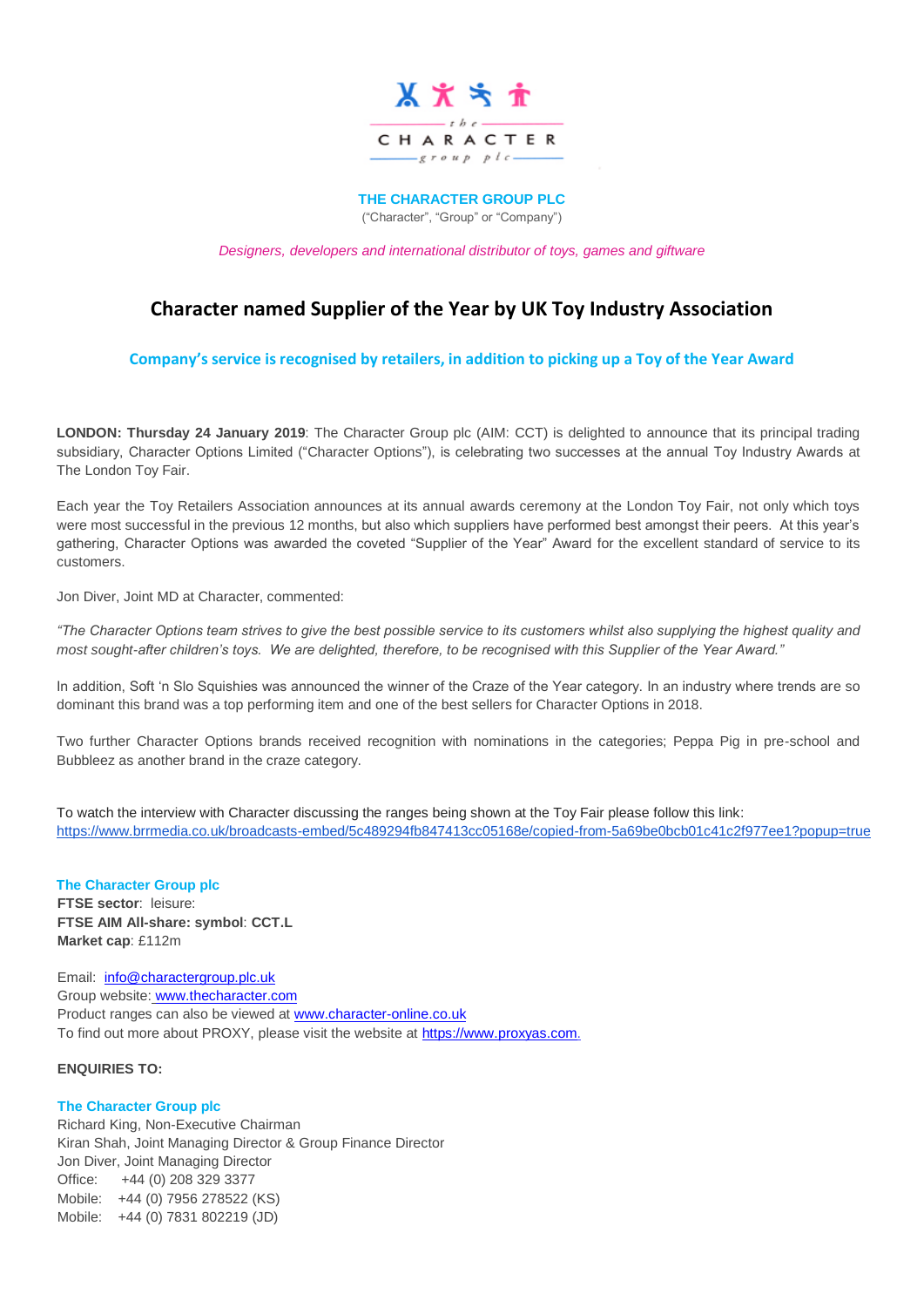the CHARACTER group plc

**THE CHARACTER GROUP PLC**
("Character", "Group" or "Company")

*Designers, developers and international distributor of toys, games and giftware*

# Character named Supplier of the Year by UK Toy Industry Association

## Company's service is recognised by retailers, in addition to picking up a Toy of the Year Award

**LONDON: Thursday 24 January 2019**: The Character Group plc (AIM: CCT) is delighted to announce that its principal trading subsidiary, Character Options Limited ("Character Options"), is celebrating two successes at the annual Toy Industry Awards at The London Toy Fair.

Each year the Toy Retailers Association announces at its annual awards ceremony at the London Toy Fair, not only which toys were most successful in the previous 12 months, but also which suppliers have performed best amongst their peers. At this year's gathering, Character Options was awarded the coveted "Supplier of the Year" Award for the excellent standard of service to its customers.

Jon Diver, Joint MD at Character, commented:

*"The Character Options team strives to give the best possible service to its customers whilst also supplying the highest quality and most sought-after children's toys. We are delighted, therefore, to be recognised with this Supplier of the Year Award."*

In addition, Soft 'n Slo Squishies was announced the winner of the Craze of the Year category. In an industry where trends are so dominant this brand was a top performing item and one of the best sellers for Character Options in 2018.

Two further Character Options brands received recognition with nominations in the categories; Peppa Pig in pre-school and Bubbleez as another brand in the craze category.

To watch the interview with Character discussing the ranges being shown at the Toy Fair please follow this link:
https://www.brrmedia.co.uk/broadcasts-embed/5c489294fb847413cc05168e/copied-from-5a69be0bcb01c41c2f977ee1?popup=true

**The Character Group plc**
**FTSE sector**: leisure:
**FTSE AIM All-share: symbol**: **CCT.L**
**Market cap**: £112m

Email: info@charactergroup.plc.uk
Group website: www.thecharacter.com
Product ranges can also be viewed at www.character-online.co.uk
To find out more about PROXY, please visit the website at https://www.proxyas.com.

**ENQUIRIES TO:**

**The Character Group plc**
Richard King, Non-Executive Chairman
Kiran Shah, Joint Managing Director & Group Finance Director
Jon Diver, Joint Managing Director
Office: +44 (0) 208 329 3377
Mobile: +44 (0) 7956 278522 (KS)
Mobile: +44 (0) 7831 802219 (JD)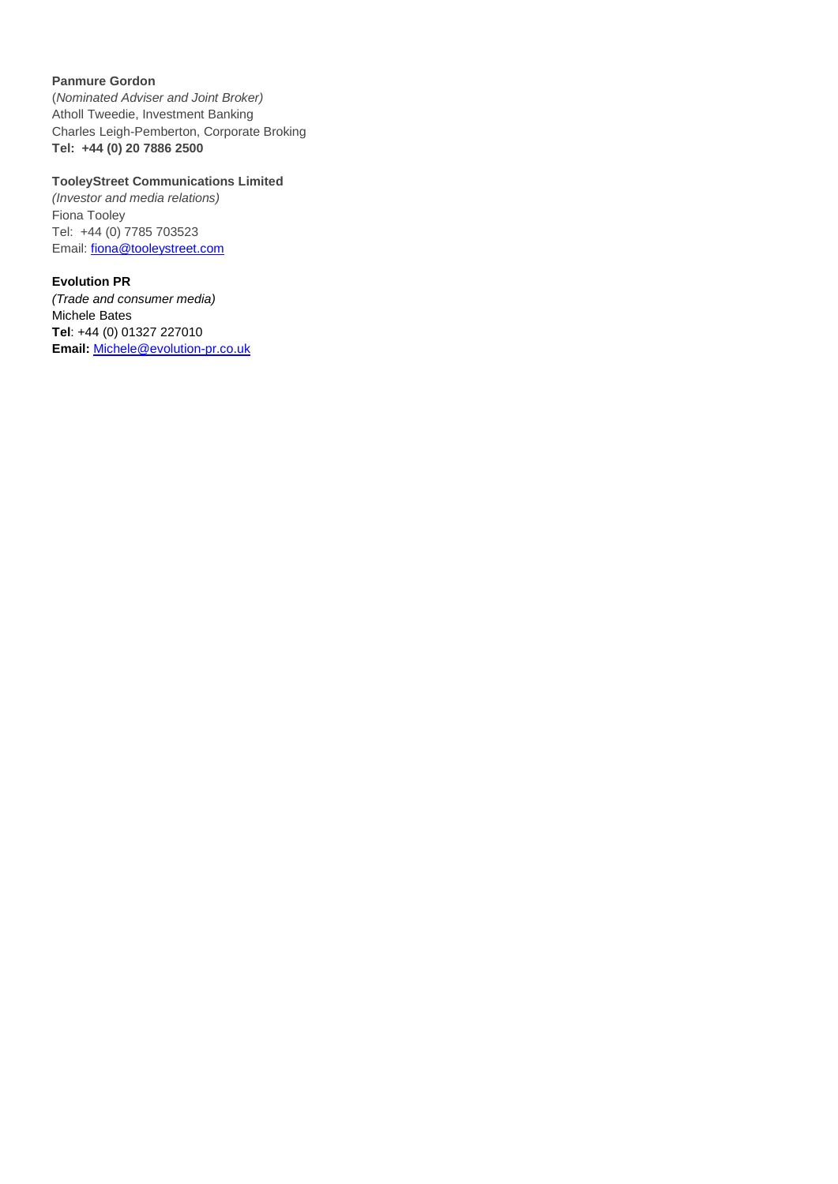**Panmure Gordon**
(*Nominated Adviser and Joint Broker)*
Atholl Tweedie, Investment Banking
Charles Leigh-Pemberton, Corporate Broking
**Tel: +44 (0) 20 7886 2500**

**TooleyStreet Communications Limited**
*(Investor and media relations)*
Fiona Tooley
Tel: +44 (0) 7785 703523
Email: fiona@tooleystreet.com

**Evolution PR**
*(Trade and consumer media)*
Michele Bates
**Tel**: +44 (0) 01327 227010
**Email:** Michele@evolution-pr.co.uk